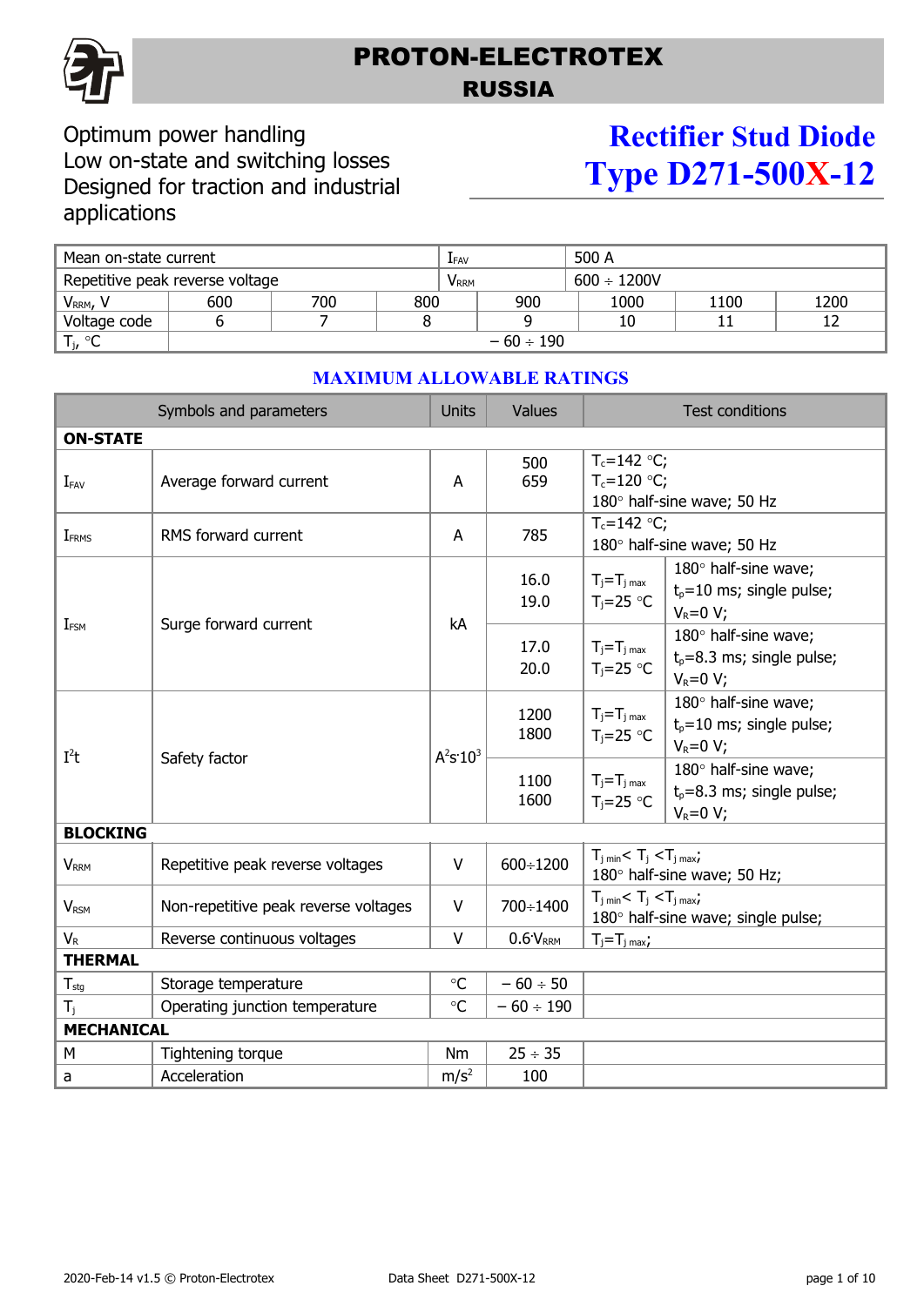# PROTON-ELECTROTEX
## RUSSIA

Optimum power handling
Low on-state and switching losses
Designed for traction and industrial applications

# Rectifier Stud Diode
# Type D271-500X-12

| Mean on-state current | | | $I_{FAV}$ | 500 A | | |
|---|---|---|---|---|---|---|
| Repetitive peak reverse voltage | | | $V_{RRM}$ | 600 ÷ 1200V | | |
| $V_{RRM}$, V | 600 | 700 | 800 | 900 | 1000 | 1100 | 1200 |
| Voltage code | 6 | 7 | 8 | 9 | 10 | 11 | 12 |
| $T_j$, °C | − 60 ÷ 190 | | | | | | |

## MAXIMUM ALLOWABLE RATINGS

| Symbols and parameters | | Units | Values | Test conditions | |
|---|---|---|---|---|---|
| **ON-STATE** | | | | | |
| $I_{FAV}$ | Average forward current | A | 500<br>659 | $T_c$=142 °C;<br>$T_c$=120 °C;<br>180° half-sine wave; 50 Hz | |
| $I_{FRMS}$ | RMS forward current | A | 785 | $T_c$=142 °C;<br>180° half-sine wave; 50 Hz | |
| $I_{FSM}$ | Surge forward current | kA | 16.0<br>19.0 | $T_j$=$T_{j\ max}$<br>$T_j$=25 °C | 180° half-sine wave;<br>$t_p$=10 ms; single pulse;<br>$V_R$=0 V; |
| | | | 17.0<br>20.0 | $T_j$=$T_{j\ max}$<br>$T_j$=25 °C | 180° half-sine wave;<br>$t_p$=8.3 ms; single pulse;<br>$V_R$=0 V; |
| $I^2t$ | Safety factor | $A^2s \cdot 10^3$ | 1200<br>1800 | $T_j$=$T_{j\ max}$<br>$T_j$=25 °C | 180° half-sine wave;<br>$t_p$=10 ms; single pulse;<br>$V_R$=0 V; |
| | | | 1100<br>1600 | $T_j$=$T_{j\ max}$<br>$T_j$=25 °C | 180° half-sine wave;<br>$t_p$=8.3 ms; single pulse;<br>$V_R$=0 V; |
| **BLOCKING** | | | | | |
| $V_{RRM}$ | Repetitive peak reverse voltages | V | 600÷1200 | $T_{j\ min}$< $T_j$ <$T_{j\ max}$;<br>180° half-sine wave; 50 Hz; | |
| $V_{RSM}$ | Non-repetitive peak reverse voltages | V | 700÷1400 | $T_{j\ min}$< $T_j$ <$T_{j\ max}$;<br>180° half-sine wave; single pulse; | |
| $V_R$ | Reverse continuous voltages | V | $0.6 \cdot V_{RRM}$ | $T_j$=$T_{j\ max}$; | |
| **THERMAL** | | | | | |
| $T_{stg}$ | Storage temperature | °C | − 60 ÷ 50 | | |
| $T_j$ | Operating junction temperature | °C | − 60 ÷ 190 | | |
| **MECHANICAL** | | | | | |
| M | Tightening torque | Nm | 25 ÷ 35 | | |
| a | Acceleration | $m/s^2$ | 100 | | |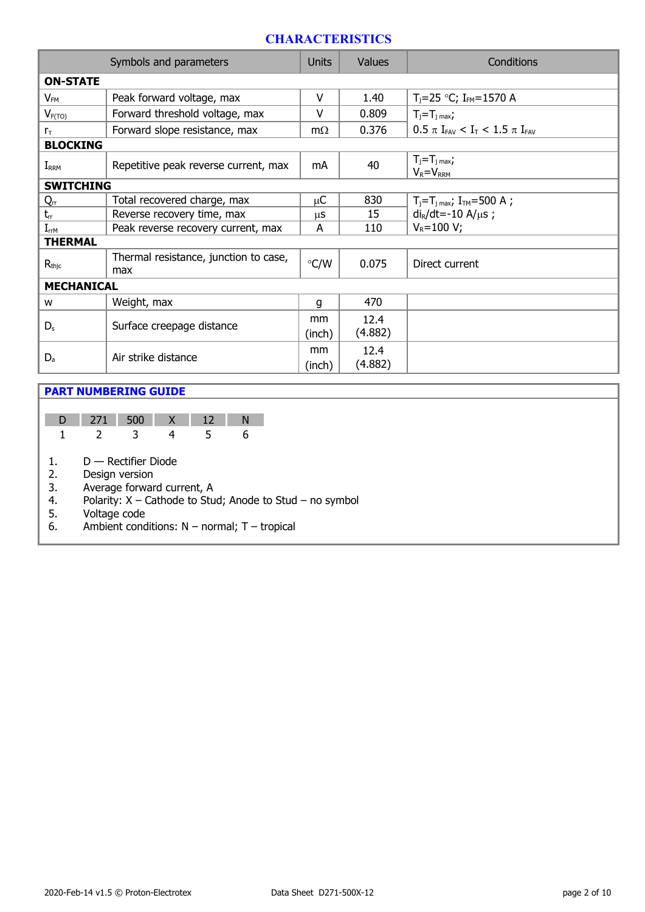# CHARACTERISTICS

| Symbols and parameters | | Units | Values | Conditions |
|---|---|---|---|---|
| **ON-STATE** | | | | |
| $V_{FM}$ | Peak forward voltage, max | V | 1.40 | $T_j$=25 °C; $I_{FM}$=1570 A |
| $V_{F(TO)}$ | Forward threshold voltage, max | V | 0.809 | $T_j$=$T_{j\ max}$; |
| $r_T$ | Forward slope resistance, max | mΩ | 0.376 | 0.5 π $I_{FAV}$ < $I_T$ < 1.5 π $I_{FAV}$ |
| **BLOCKING** | | | | |
| $I_{RRM}$ | Repetitive peak reverse current, max | mA | 40 | $T_j$=$T_{j\ max}$; $V_R$=$V_{RRM}$ |
| **SWITCHING** | | | | |
| $Q_{rr}$ | Total recovered charge, max | µC | 830 | $T_j$=$T_{j\ max}$; $I_{TM}$=500 A ; |
| $t_{rr}$ | Reverse recovery time, max | µs | 15 | $di_R/dt$=-10 A/µs ; |
| $I_{rrM}$ | Peak reverse recovery current, max | A | 110 | $V_R$=100 V; |
| **THERMAL** | | | | |
| $R_{thjc}$ | Thermal resistance, junction to case, max | °C/W | 0.075 | Direct current |
| **MECHANICAL** | | | | |
| w | Weight, max | g | 470 | |
| $D_s$ | Surface creepage distance | mm (inch) | 12.4 (4.882) | |
| $D_a$ | Air strike distance | mm (inch) | 12.4 (4.882) | |

## PART NUMBERING GUIDE

| D | 271 | 500 | X | 12 | N |
|---|---|---|---|---|---|
| 1 | 2 | 3 | 4 | 5 | 6 |

1. D — Rectifier Diode
2. Design version
3. Average forward current, A
4. Polarity: X – Cathode to Stud; Anode to Stud – no symbol
5. Voltage code
6. Ambient conditions: N – normal; T – tropical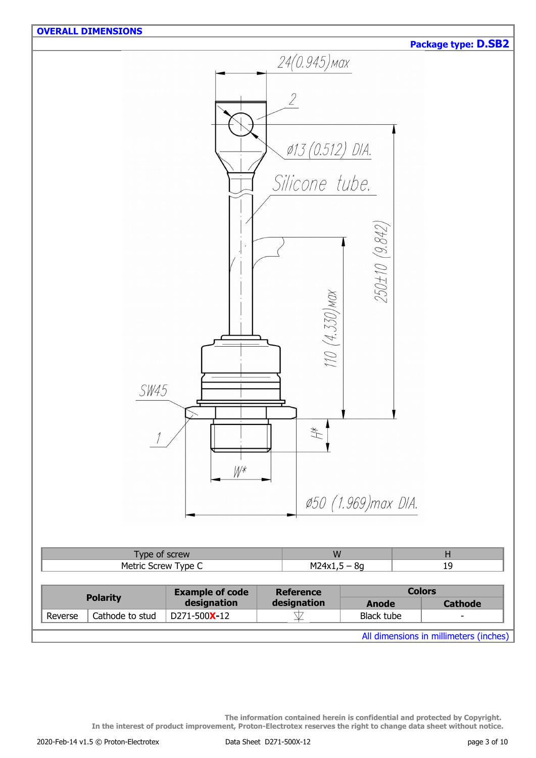## OVERALL DIMENSIONS

**Package type: D.SB2**

24(0.945)max

2

ø13 (0.512) DIA.

Silicone tube.

250±10 (9.842)

110 (4.330)max

SW45

1

H*

W*

ø50 (1.969)max DIA.

| Type of screw | W | H |
|---|---|---|
| Metric Screw Type C | M24x1,5 – 8g | 19 |

| Polarity | | Example of code designation | Reference designation | Colors | |
|---|---|---|---|---|---|
| | | | | Anode | Cathode |
| Reverse | Cathode to stud | D271-500**X**-12 | | Black tube | - |

All dimensions in millimeters (inches)

**The information contained herein is confidential and protected by Copyright.**
**In the interest of product improvement, Proton-Electrotex reserves the right to change data sheet without notice.**

2020-Feb-14 v1.5 © Proton-Electrotex | Data Sheet D271-500X-12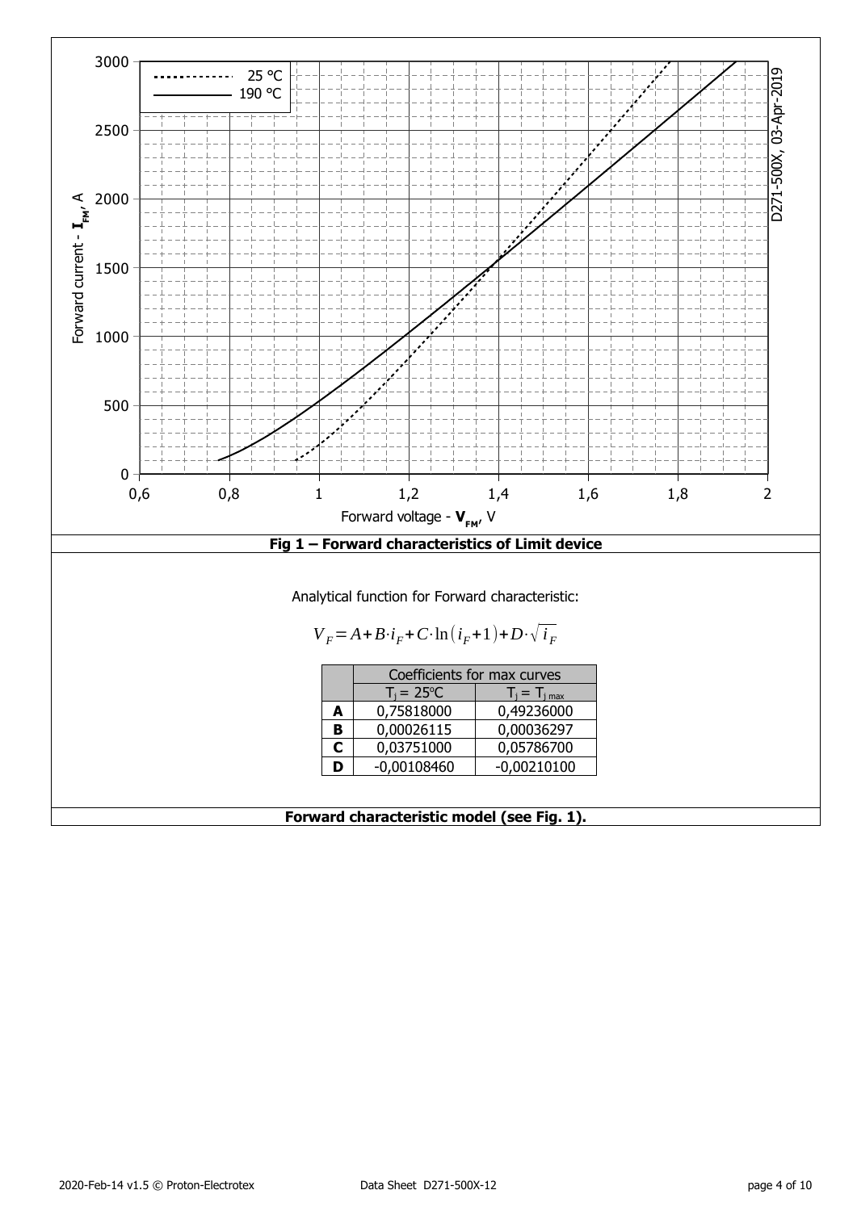**Fig 1 – Forward characteristics of Limit device**

Analytical function for Forward characteristic:

$$V_F = A + B \cdot i_F + C \cdot \ln(i_F + 1) + D \cdot \sqrt{i_F}$$

| | Coefficients for max curves | |
|---|---|---|
| | $T_j$ = 25°C | $T_j = T_{j\,max}$ |
| **A** | 0,75818000 | 0,49236000 |
| **B** | 0,00026115 | 0,00036297 |
| **C** | 0,03751000 | 0,05786700 |
| **D** | -0,00108460 | -0,00210100 |

**Forward characteristic model (see Fig. 1).**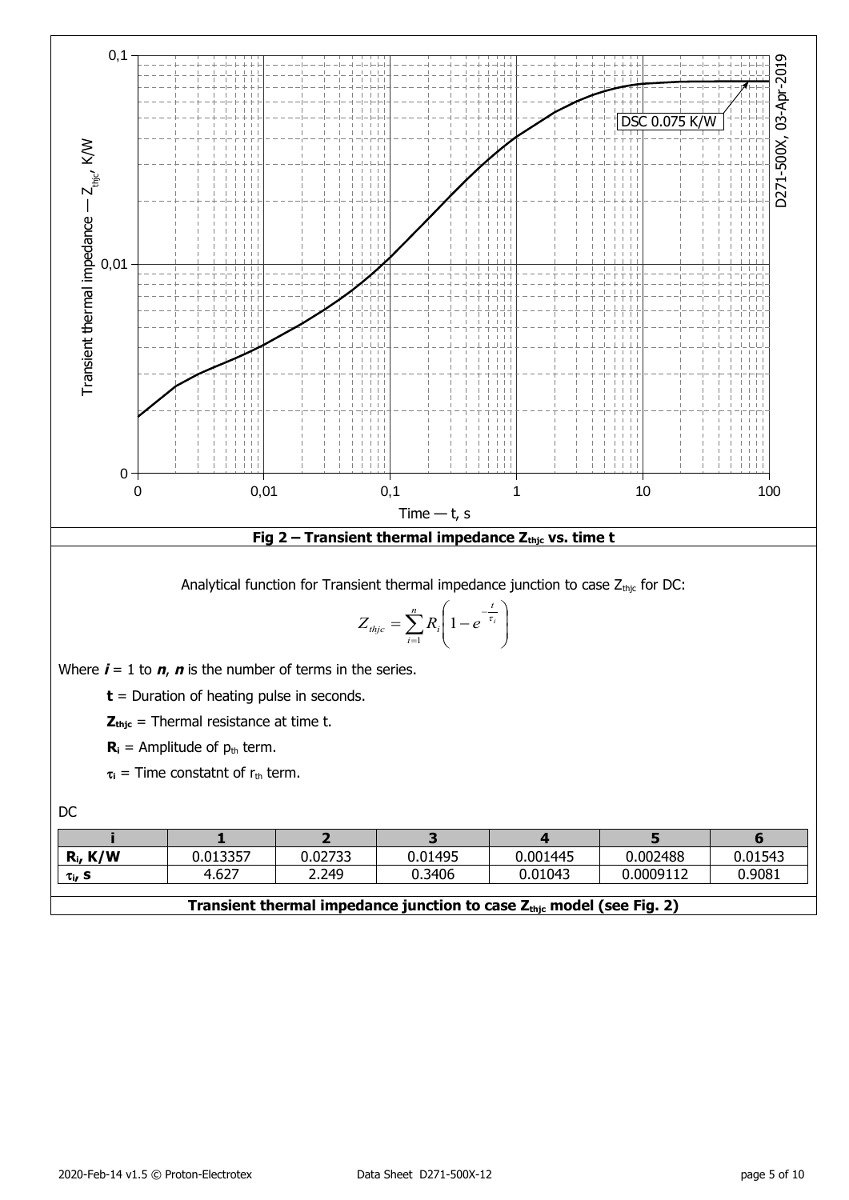Fig 2 – Transient thermal impedance $Z_{thjc}$ vs. time t

Analytical function for Transient thermal impedance junction to case $Z_{thjc}$ for DC:

$$Z_{thjc} = \sum_{i=1}^{n} R_i \left(1 - e^{-\frac{t}{\tau_i}}\right)$$

Where ***i*** = 1 to ***n***, ***n*** is the number of terms in the series.

**t** = Duration of heating pulse in seconds.

$\mathbf{Z_{thjc}}$ = Thermal resistance at time t.

$\mathbf{R_i}$ = Amplitude of $p_{th}$ term.

$\tau_i$ = Time constatnt of $r_{th}$ term.

DC

| i | 1 | 2 | 3 | 4 | 5 | 6 |
|---|---|---|---|---|---|---|
| $R_i$, K/W | 0.013357 | 0.02733 | 0.01495 | 0.001445 | 0.002488 | 0.01543 |
| $\tau_i$, s | 4.627 | 2.249 | 0.3406 | 0.01043 | 0.0009112 | 0.9081 |

**Transient thermal impedance junction to case $Z_{thjc}$ model (see Fig. 2)**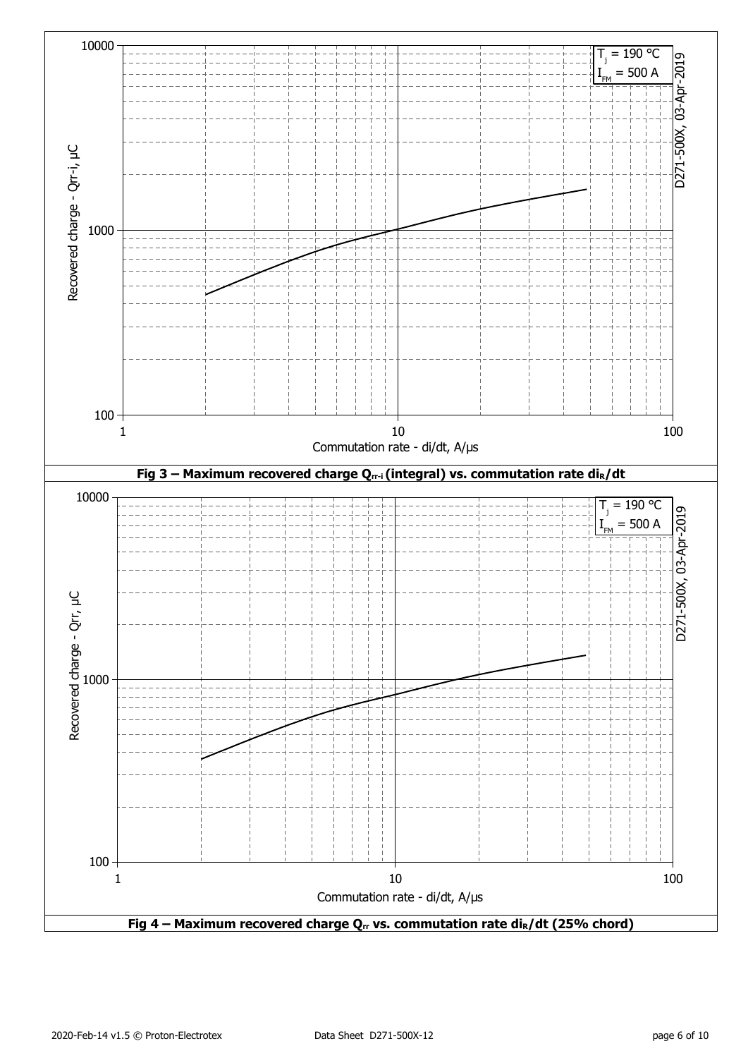$T_j$ = 190 °C
$I_{FM}$ = 500 A

D271-500X, 03-Apr-2019

Recovered charge - Qrr-i, µC

Commutation rate - di/dt, A/µs

**Fig 3 – Maximum recovered charge $Q_{rr-i}$ (integral) vs. commutation rate $di_R/dt$**

$T_j$ = 190 °C
$I_{FM}$ = 500 A

D271-500X, 03-Apr-2019

Recovered charge - Qrr, µC

Commutation rate - di/dt, A/µs

**Fig 4 – Maximum recovered charge $Q_{rr}$ vs. commutation rate $di_R/dt$ (25% chord)**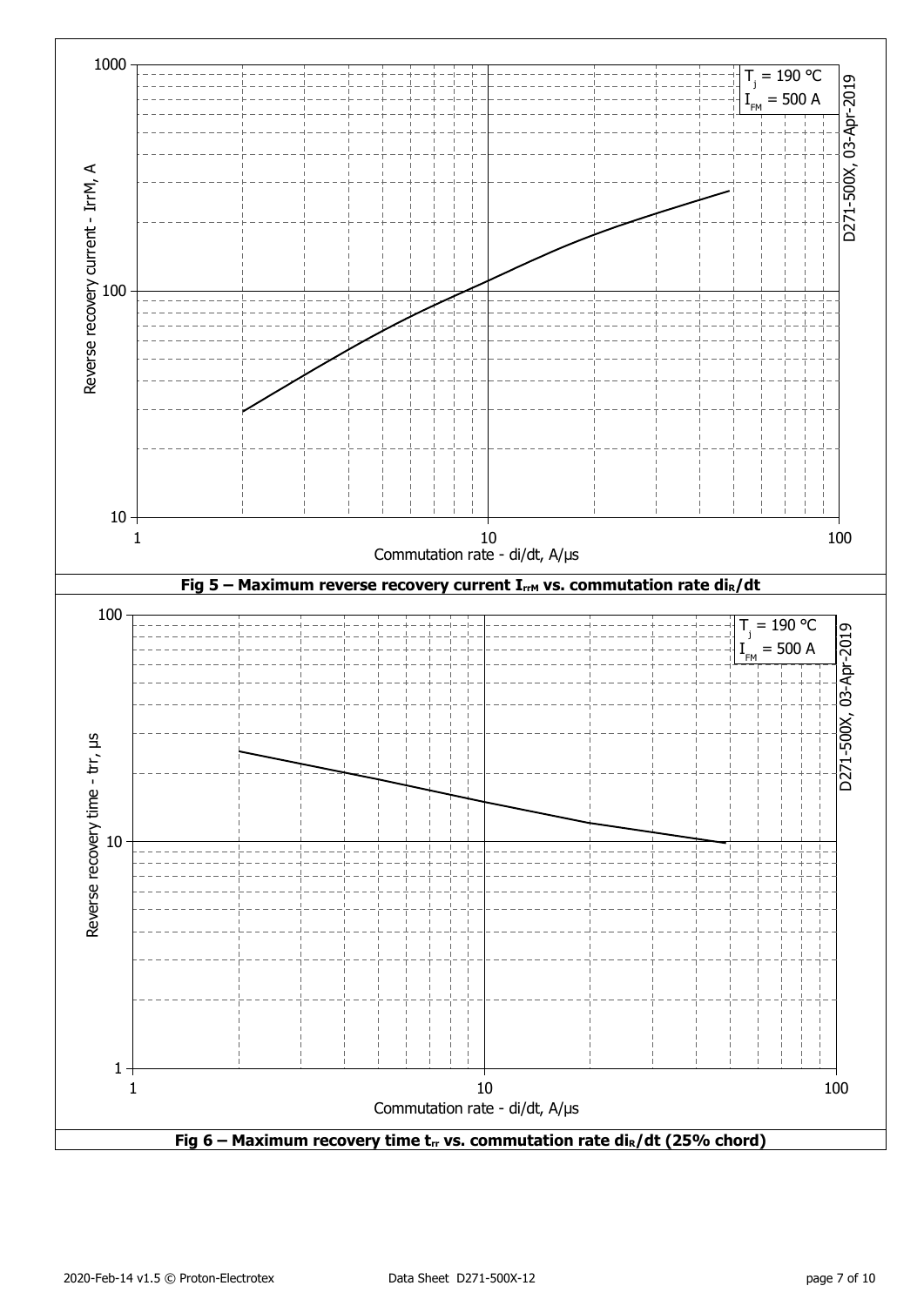Fig 5 – Maximum reverse recovery current $I_{rrM}$ vs. commutation rate $di_R/dt$

Fig 6 – Maximum recovery time $t_{rr}$ vs. commutation rate $di_R/dt$ (25% chord)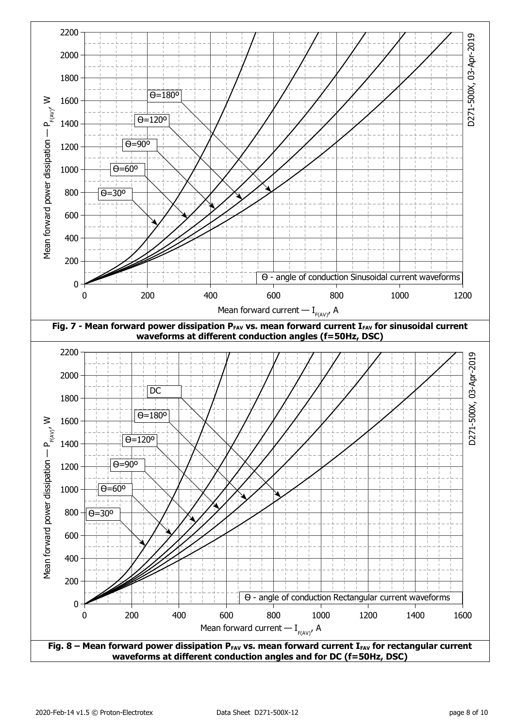**Fig. 7 - Mean forward power dissipation $P_{FAV}$ vs. mean forward current $I_{FAV}$ for sinusoidal current waveforms at different conduction angles (f=50Hz, DSC)**

**Fig. 8 – Mean forward power dissipation $P_{FAV}$ vs. mean forward current $I_{FAV}$ for rectangular current waveforms at different conduction angles and for DC (f=50Hz, DSC)**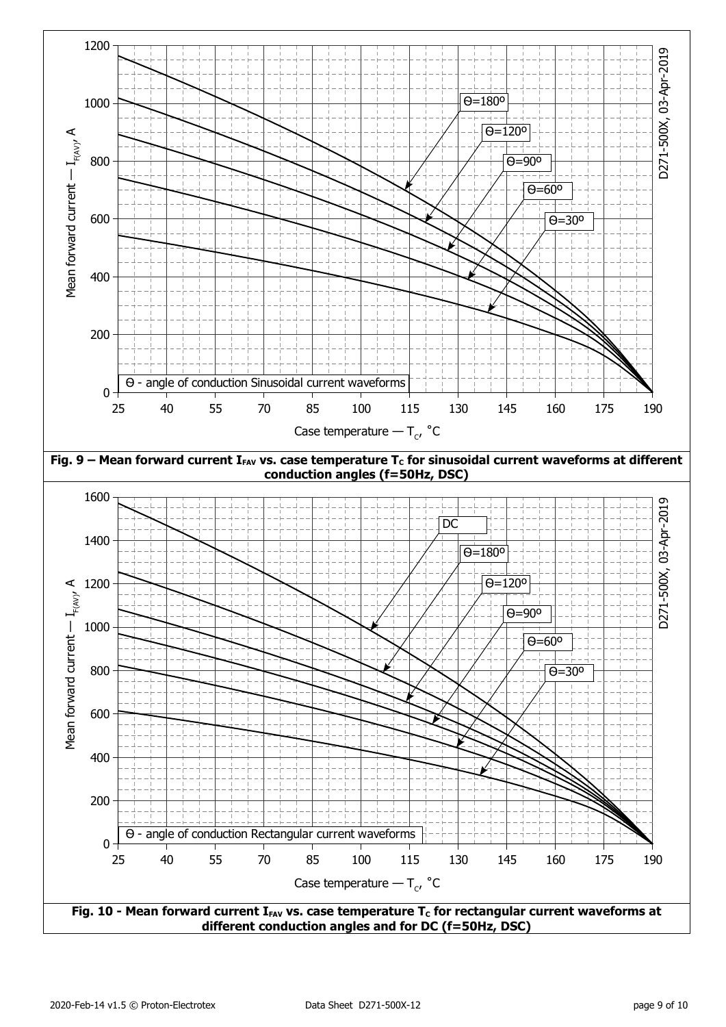Fig. 9 – Mean forward current $I_{FAV}$ vs. case temperature $T_C$ for sinusoidal current waveforms at different conduction angles (f=50Hz, DSC)

Fig. 10 - Mean forward current $I_{FAV}$ vs. case temperature $T_C$ for rectangular current waveforms at different conduction angles and for DC (f=50Hz, DSC)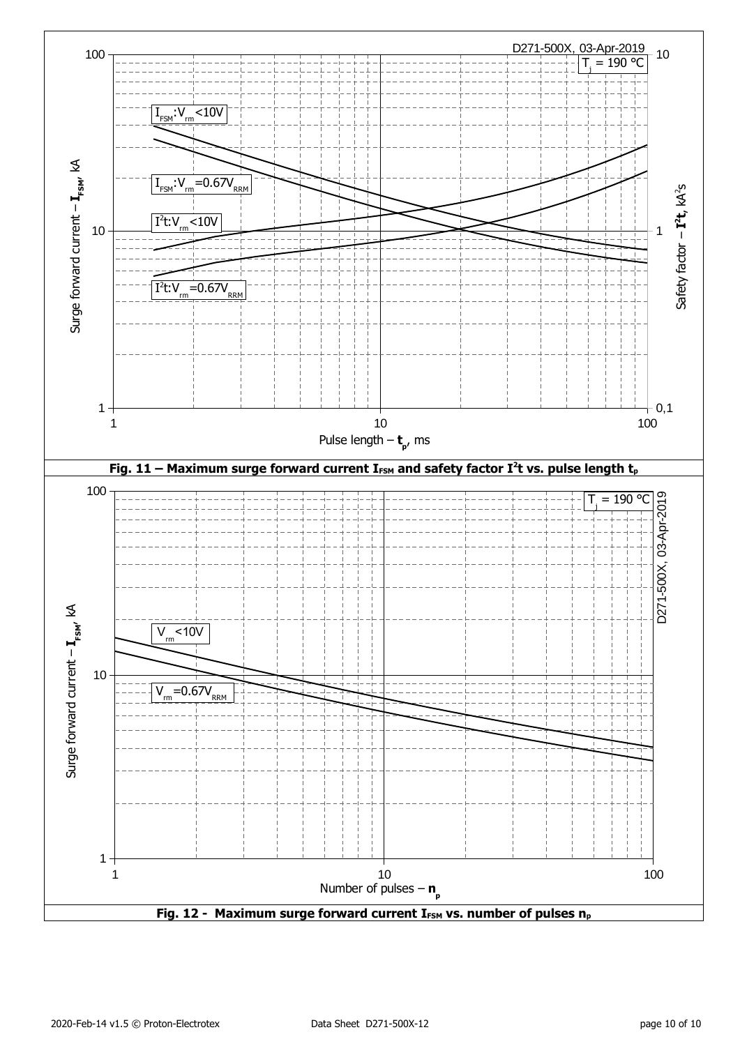D271-500X, 03-Apr-2019

$T_j$ = 190 °C

$I_{FSM}$:$V_{rm}$<10V

$I_{FSM}$:$V_{rm}$=0.67$V_{RRM}$

$I^2t$:$V_{rm}$<10V

$I^2t$:$V_{rm}$=0.67$V_{RRM}$

Surge forward current – $\mathbf{I_{FSM}}$, kA

Safety factor – $\mathbf{I^2t}$, kA²s

100

10

1

10

1

0,1

1

10

100

Pulse length – $\mathbf{t_p}$, ms

**Fig. 11 – Maximum surge forward current $I_{FSM}$ and safety factor $I^2t$ vs. pulse length $t_p$**

$T_j$ = 190 °C

D271-500X, 03-Apr-2019

$V_{rm}$<10V

$V_{rm}$=0.67$V_{RRM}$

Surge forward current – $\mathbf{I_{FSM}}$, kA

100

10

1

1

10

100

Number of pulses – $\mathbf{n_p}$

**Fig. 12 - Maximum surge forward current $I_{FSM}$ vs. number of pulses $n_p$**

2020-Feb-14 v1.5 © Proton-Electrotex

Data Sheet D271-500X-12